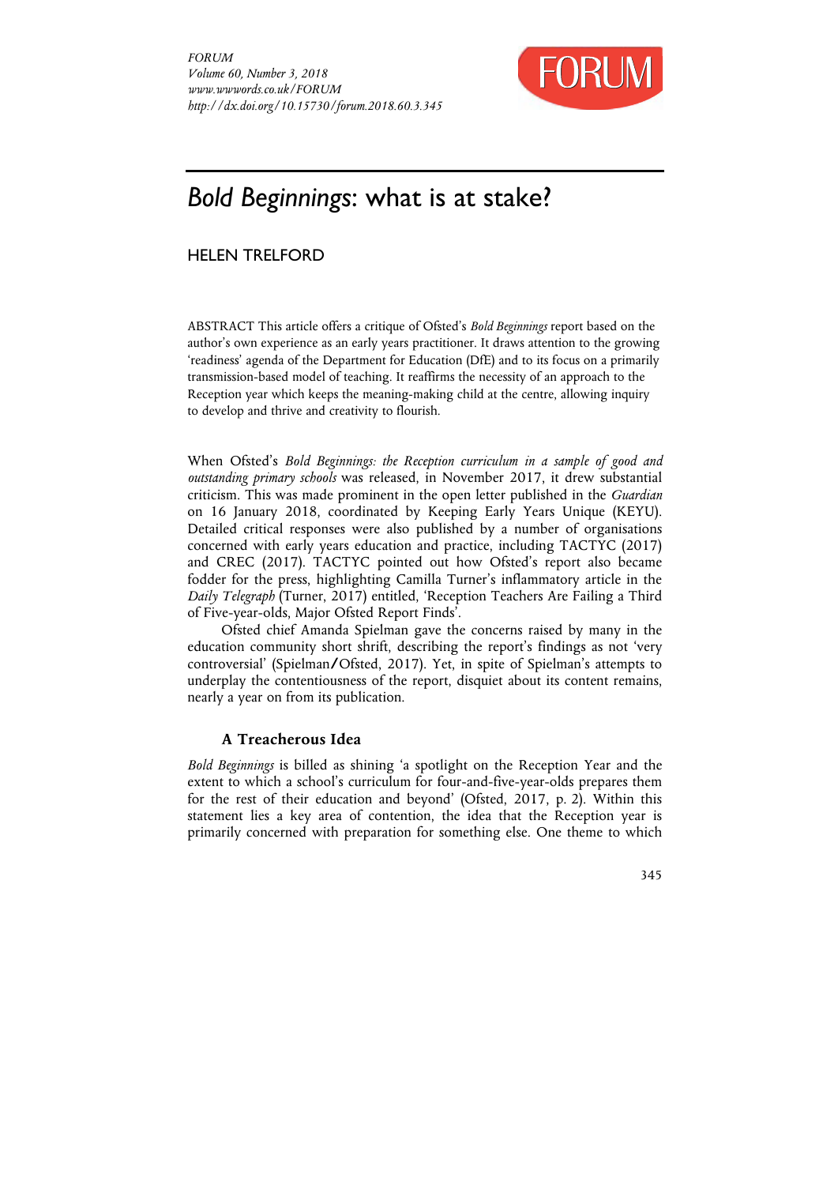# *Bold Beginnings*: what is at stake?

HELEN TRELFORD

ABSTRACT This article offers a critique of Ofsted's *Bold Beginnings* report based on the author's own experience as an early years practitioner. It draws attention to the growing 'readiness' agenda of the Department for Education (DfE) and to its focus on a primarily transmission-based model of teaching. It reaffirms the necessity of an approach to the Reception year which keeps the meaning-making child at the centre, allowing inquiry to develop and thrive and creativity to flourish.

When Ofsted's *Bold Beginnings: the Reception curriculum in a sample of good and outstanding primary schools* was released, in November 2017, it drew substantial criticism. This was made prominent in the open letter published in the *Guardian* on 16 January 2018, coordinated by Keeping Early Years Unique (KEYU). Detailed critical responses were also published by a number of organisations concerned with early years education and practice, including TACTYC (2017) and CREC (2017). TACTYC pointed out how Ofsted's report also became fodder for the press, highlighting Camilla Turner's inflammatory article in the *Daily Telegraph* (Turner, 2017) entitled, 'Reception Teachers Are Failing a Third of Five-year-olds, Major Ofsted Report Finds'.

Ofsted chief Amanda Spielman gave the concerns raised by many in the education community short shrift, describing the report's findings as not 'very controversial' (Spielman/Ofsted, 2017). Yet, in spite of Spielman's attempts to underplay the contentiousness of the report, disquiet about its content remains, nearly a year on from its publication.

### A Treacherous Idea

*Bold Beginnings* is billed as shining 'a spotlight on the Reception Year and the extent to which a school's curriculum for four-and-five-year-olds prepares them for the rest of their education and beyond' (Ofsted, 2017, p. 2). Within this statement lies a key area of contention, the idea that the Reception year is primarily concerned with preparation for something else. One theme to which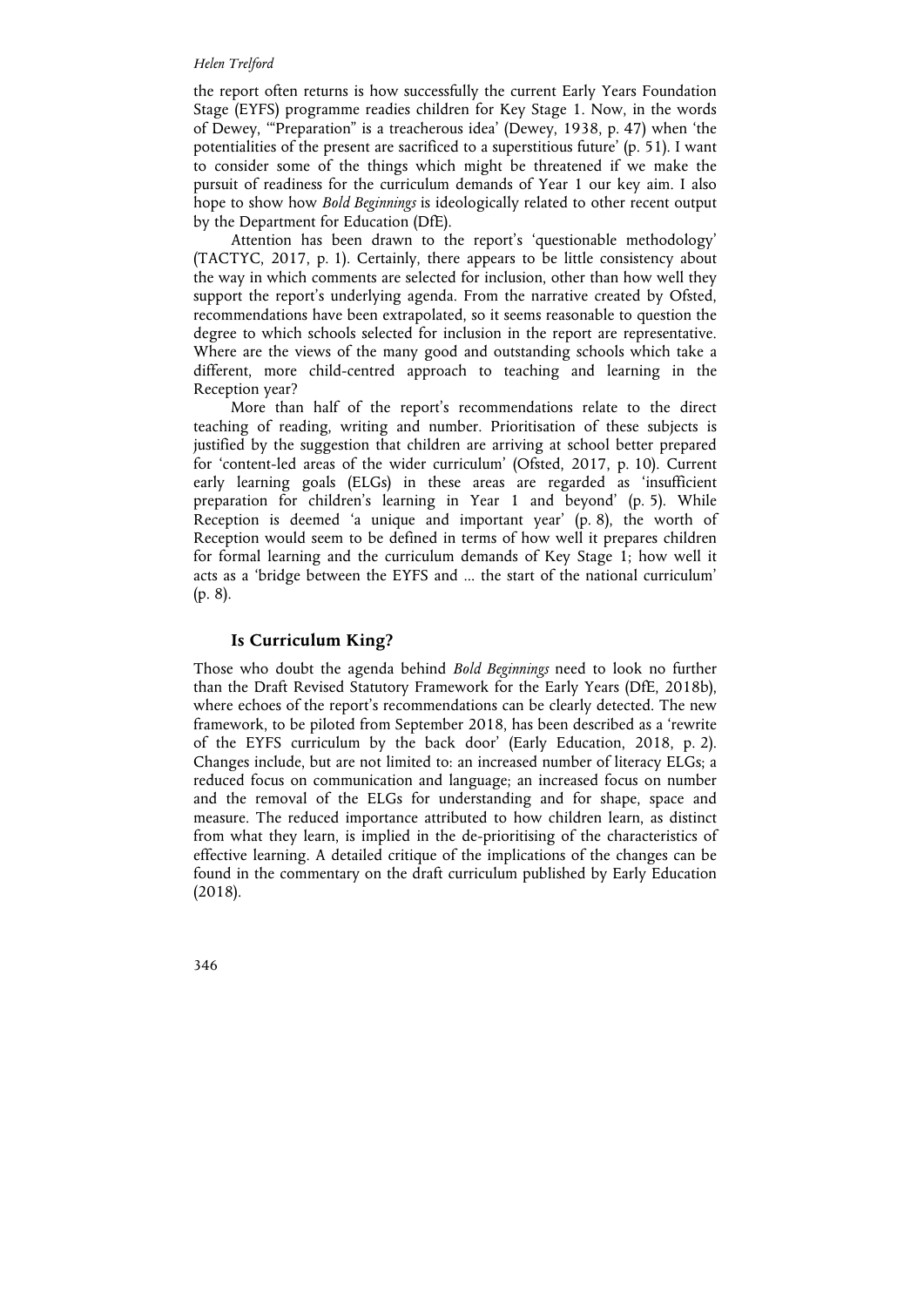the report often returns is how successfully the current Early Years Foundation Stage (EYFS) programme readies children for Key Stage 1. Now, in the words of Dewey, '"Preparation" is a treacherous idea' (Dewey, 1938, p. 47) when 'the potentialities of the present are sacrificed to a superstitious future' (p. 51). I want to consider some of the things which might be threatened if we make the pursuit of readiness for the curriculum demands of Year 1 our key aim. I also hope to show how *Bold Beginnings* is ideologically related to other recent output by the Department for Education (DfE).

Attention has been drawn to the report's 'questionable methodology' (TACTYC, 2017, p. 1). Certainly, there appears to be little consistency about the way in which comments are selected for inclusion, other than how well they support the report's underlying agenda. From the narrative created by Ofsted, recommendations have been extrapolated, so it seems reasonable to question the degree to which schools selected for inclusion in the report are representative. Where are the views of the many good and outstanding schools which take a different, more child-centred approach to teaching and learning in the Reception year?

More than half of the report's recommendations relate to the direct teaching of reading, writing and number. Prioritisation of these subjects is justified by the suggestion that children are arriving at school better prepared for 'content-led areas of the wider curriculum' (Ofsted, 2017, p. 10). Current early learning goals (ELGs) in these areas are regarded as 'insufficient preparation for children's learning in Year 1 and beyond' (p. 5). While Reception is deemed 'a unique and important year' (p. 8), the worth of Reception would seem to be defined in terms of how well it prepares children for formal learning and the curriculum demands of Key Stage 1; how well it acts as a 'bridge between the EYFS and ... the start of the national curriculum' (p. 8).

## Is Curriculum King?

Those who doubt the agenda behind *Bold Beginnings* need to look no further than the Draft Revised Statutory Framework for the Early Years (DfE, 2018b), where echoes of the report's recommendations can be clearly detected. The new framework, to be piloted from September 2018, has been described as a 'rewrite of the EYFS curriculum by the back door' (Early Education, 2018, p. 2). Changes include, but are not limited to: an increased number of literacy ELGs; a reduced focus on communication and language; an increased focus on number and the removal of the ELGs for understanding and for shape, space and measure. The reduced importance attributed to how children learn, as distinct from what they learn, is implied in the de-prioritising of the characteristics of effective learning. A detailed critique of the implications of the changes can be found in the commentary on the draft curriculum published by Early Education (2018).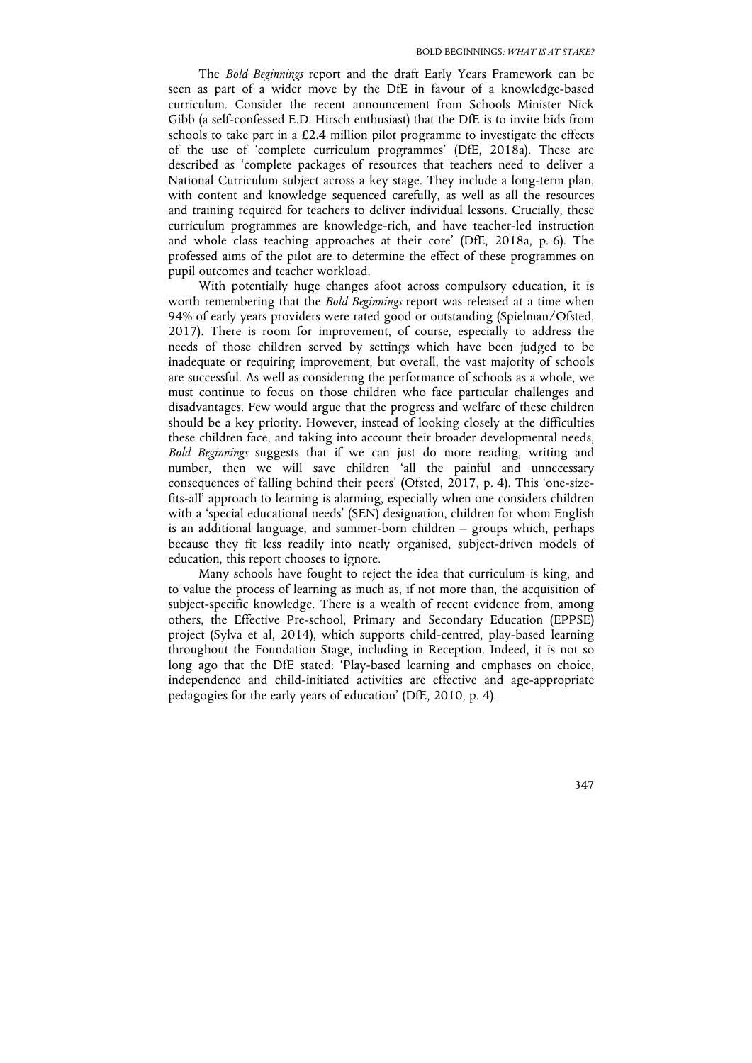The *Bold Beginnings* report and the draft Early Years Framework can be seen as part of a wider move by the DfE in favour of a knowledge-based curriculum. Consider the recent announcement from Schools Minister Nick Gibb (a self-confessed E.D. Hirsch enthusiast) that the DfE is to invite bids from schools to take part in a £2.4 million pilot programme to investigate the effects of the use of 'complete curriculum programmes' (DfE, 2018a). These are described as 'complete packages of resources that teachers need to deliver a National Curriculum subject across a key stage. They include a long-term plan, with content and knowledge sequenced carefully, as well as all the resources and training required for teachers to deliver individual lessons. Crucially, these curriculum programmes are knowledge-rich, and have teacher-led instruction and whole class teaching approaches at their core' (DfE, 2018a, p. 6). The professed aims of the pilot are to determine the effect of these programmes on pupil outcomes and teacher workload.

With potentially huge changes afoot across compulsory education, it is worth remembering that the *Bold Beginnings* report was released at a time when 94% of early years providers were rated good or outstanding (Spielman/Ofsted, 2017). There is room for improvement, of course, especially to address the needs of those children served by settings which have been judged to be inadequate or requiring improvement, but overall, the vast majority of schools are successful. As well as considering the performance of schools as a whole, we must continue to focus on those children who face particular challenges and disadvantages. Few would argue that the progress and welfare of these children should be a key priority. However, instead of looking closely at the difficulties these children face, and taking into account their broader developmental needs, *Bold Beginnings* suggests that if we can just do more reading, writing and number, then we will save children 'all the painful and unnecessary consequences of falling behind their peers' (Ofsted, 2017, p. 4). This 'one-size-fits-all' approach to learning is alarming, especially when one considers children with a 'special educational needs' (SEN) designation, children for whom English is an additional language, and summer-born children – groups which, perhaps because they fit less readily into neatly organised, subject-driven models of education, this report chooses to ignore.

Many schools have fought to reject the idea that curriculum is king, and to value the process of learning as much as, if not more than, the acquisition of subject-specific knowledge. There is a wealth of recent evidence from, among others, the Effective Pre-school, Primary and Secondary Education (EPPSE) project (Sylva et al, 2014), which supports child-centred, play-based learning throughout the Foundation Stage, including in Reception. Indeed, it is not so long ago that the DfE stated: 'Play-based learning and emphases on choice, independence and child-initiated activities are effective and age-appropriate pedagogies for the early years of education' (DfE, 2010, p. 4).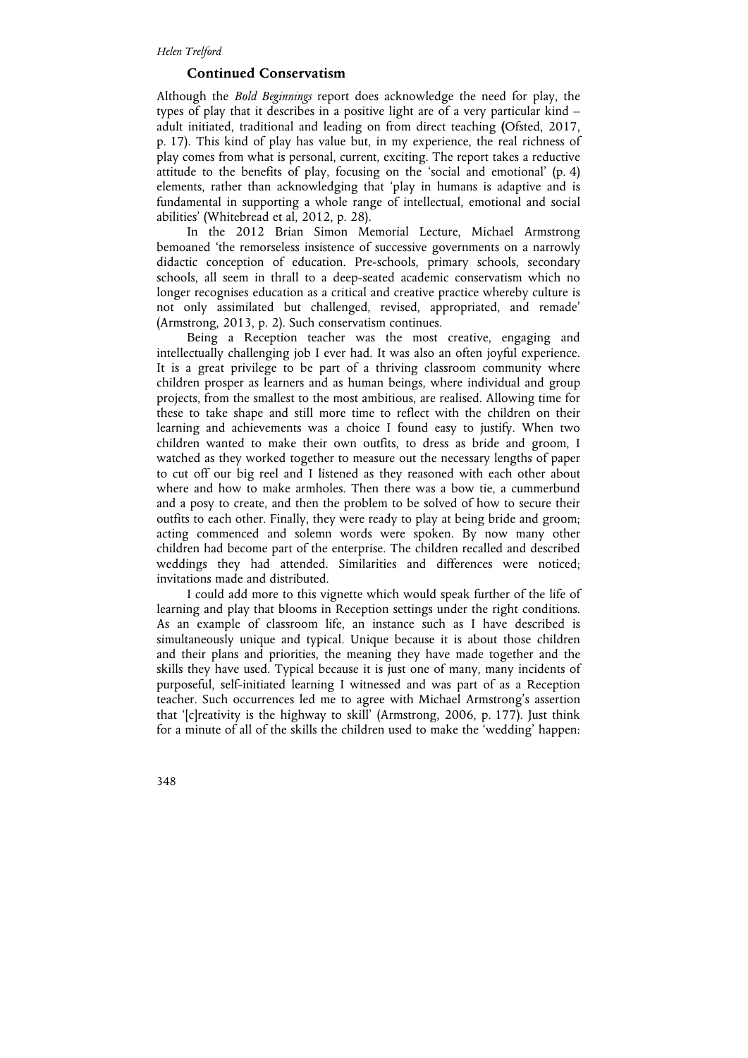## Continued Conservatism

Although the *Bold Beginnings* report does acknowledge the need for play, the types of play that it describes in a positive light are of a very particular kind – adult initiated, traditional and leading on from direct teaching (Ofsted, 2017, p. 17). This kind of play has value but, in my experience, the real richness of play comes from what is personal, current, exciting. The report takes a reductive attitude to the benefits of play, focusing on the 'social and emotional' (p. 4) elements, rather than acknowledging that 'play in humans is adaptive and is fundamental in supporting a whole range of intellectual, emotional and social abilities' (Whitebread et al, 2012, p. 28).

In the 2012 Brian Simon Memorial Lecture, Michael Armstrong bemoaned 'the remorseless insistence of successive governments on a narrowly didactic conception of education. Pre-schools, primary schools, secondary schools, all seem in thrall to a deep-seated academic conservatism which no longer recognises education as a critical and creative practice whereby culture is not only assimilated but challenged, revised, appropriated, and remade' (Armstrong, 2013, p. 2). Such conservatism continues.

Being a Reception teacher was the most creative, engaging and intellectually challenging job I ever had. It was also an often joyful experience. It is a great privilege to be part of a thriving classroom community where children prosper as learners and as human beings, where individual and group projects, from the smallest to the most ambitious, are realised. Allowing time for these to take shape and still more time to reflect with the children on their learning and achievements was a choice I found easy to justify. When two children wanted to make their own outfits, to dress as bride and groom, I watched as they worked together to measure out the necessary lengths of paper to cut off our big reel and I listened as they reasoned with each other about where and how to make armholes. Then there was a bow tie, a cummerbund and a posy to create, and then the problem to be solved of how to secure their outfits to each other. Finally, they were ready to play at being bride and groom; acting commenced and solemn words were spoken. By now many other children had become part of the enterprise. The children recalled and described weddings they had attended. Similarities and differences were noticed; invitations made and distributed.

I could add more to this vignette which would speak further of the life of learning and play that blooms in Reception settings under the right conditions. As an example of classroom life, an instance such as I have described is simultaneously unique and typical. Unique because it is about those children and their plans and priorities, the meaning they have made together and the skills they have used. Typical because it is just one of many, many incidents of purposeful, self-initiated learning I witnessed and was part of as a Reception teacher. Such occurrences led me to agree with Michael Armstrong's assertion that '[c]reativity is the highway to skill' (Armstrong, 2006, p. 177). Just think for a minute of all of the skills the children used to make the 'wedding' happen: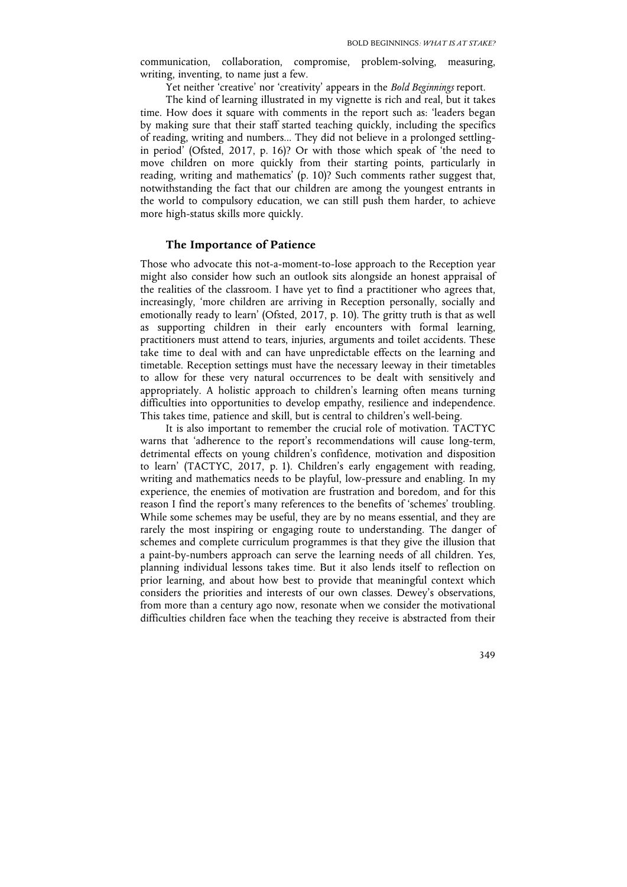communication, collaboration, compromise, problem-solving, measuring, writing, inventing, to name just a few.

Yet neither 'creative' nor 'creativity' appears in the *Bold Beginnings* report.

The kind of learning illustrated in my vignette is rich and real, but it takes time. How does it square with comments in the report such as: 'leaders began by making sure that their staff started teaching quickly, including the specifics of reading, writing and numbers... They did not believe in a prolonged settling-in period' (Ofsted, 2017, p. 16)? Or with those which speak of 'the need to move children on more quickly from their starting points, particularly in reading, writing and mathematics' (p. 10)? Such comments rather suggest that, notwithstanding the fact that our children are among the youngest entrants in the world to compulsory education, we can still push them harder, to achieve more high-status skills more quickly.

## The Importance of Patience

Those who advocate this not-a-moment-to-lose approach to the Reception year might also consider how such an outlook sits alongside an honest appraisal of the realities of the classroom. I have yet to find a practitioner who agrees that, increasingly, 'more children are arriving in Reception personally, socially and emotionally ready to learn' (Ofsted, 2017, p. 10). The gritty truth is that as well as supporting children in their early encounters with formal learning, practitioners must attend to tears, injuries, arguments and toilet accidents. These take time to deal with and can have unpredictable effects on the learning and timetable. Reception settings must have the necessary leeway in their timetables to allow for these very natural occurrences to be dealt with sensitively and appropriately. A holistic approach to children's learning often means turning difficulties into opportunities to develop empathy, resilience and independence. This takes time, patience and skill, but is central to children's well-being.

It is also important to remember the crucial role of motivation. TACTYC warns that 'adherence to the report's recommendations will cause long-term, detrimental effects on young children's confidence, motivation and disposition to learn' (TACTYC, 2017, p. 1). Children's early engagement with reading, writing and mathematics needs to be playful, low-pressure and enabling. In my experience, the enemies of motivation are frustration and boredom, and for this reason I find the report's many references to the benefits of 'schemes' troubling. While some schemes may be useful, they are by no means essential, and they are rarely the most inspiring or engaging route to understanding. The danger of schemes and complete curriculum programmes is that they give the illusion that a paint-by-numbers approach can serve the learning needs of all children. Yes, planning individual lessons takes time. But it also lends itself to reflection on prior learning, and about how best to provide that meaningful context which considers the priorities and interests of our own classes. Dewey's observations, from more than a century ago now, resonate when we consider the motivational difficulties children face when the teaching they receive is abstracted from their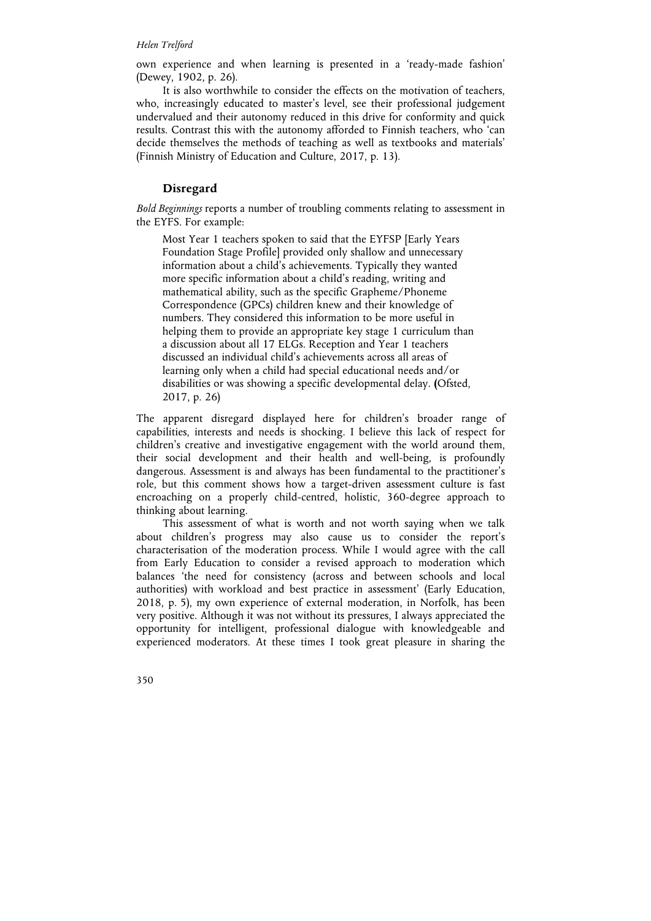own experience and when learning is presented in a 'ready-made fashion' (Dewey, 1902, p. 26).

It is also worthwhile to consider the effects on the motivation of teachers, who, increasingly educated to master's level, see their professional judgement undervalued and their autonomy reduced in this drive for conformity and quick results. Contrast this with the autonomy afforded to Finnish teachers, who 'can decide themselves the methods of teaching as well as textbooks and materials' (Finnish Ministry of Education and Culture, 2017, p. 13).

## Disregard

*Bold Beginnings* reports a number of troubling comments relating to assessment in the EYFS. For example:

> Most Year 1 teachers spoken to said that the EYFSP [Early Years Foundation Stage Profile] provided only shallow and unnecessary information about a child's achievements. Typically they wanted more specific information about a child's reading, writing and mathematical ability, such as the specific Grapheme/Phoneme Correspondence (GPCs) children knew and their knowledge of numbers. They considered this information to be more useful in helping them to provide an appropriate key stage 1 curriculum than a discussion about all 17 ELGs. Reception and Year 1 teachers discussed an individual child's achievements across all areas of learning only when a child had special educational needs and/or disabilities or was showing a specific developmental delay. (Ofsted, 2017, p. 26)

The apparent disregard displayed here for children's broader range of capabilities, interests and needs is shocking. I believe this lack of respect for children's creative and investigative engagement with the world around them, their social development and their health and well-being, is profoundly dangerous. Assessment is and always has been fundamental to the practitioner's role, but this comment shows how a target-driven assessment culture is fast encroaching on a properly child-centred, holistic, 360-degree approach to thinking about learning.

This assessment of what is worth and not worth saying when we talk about children's progress may also cause us to consider the report's characterisation of the moderation process. While I would agree with the call from Early Education to consider a revised approach to moderation which balances 'the need for consistency (across and between schools and local authorities) with workload and best practice in assessment' (Early Education, 2018, p. 5), my own experience of external moderation, in Norfolk, has been very positive. Although it was not without its pressures, I always appreciated the opportunity for intelligent, professional dialogue with knowledgeable and experienced moderators. At these times I took great pleasure in sharing the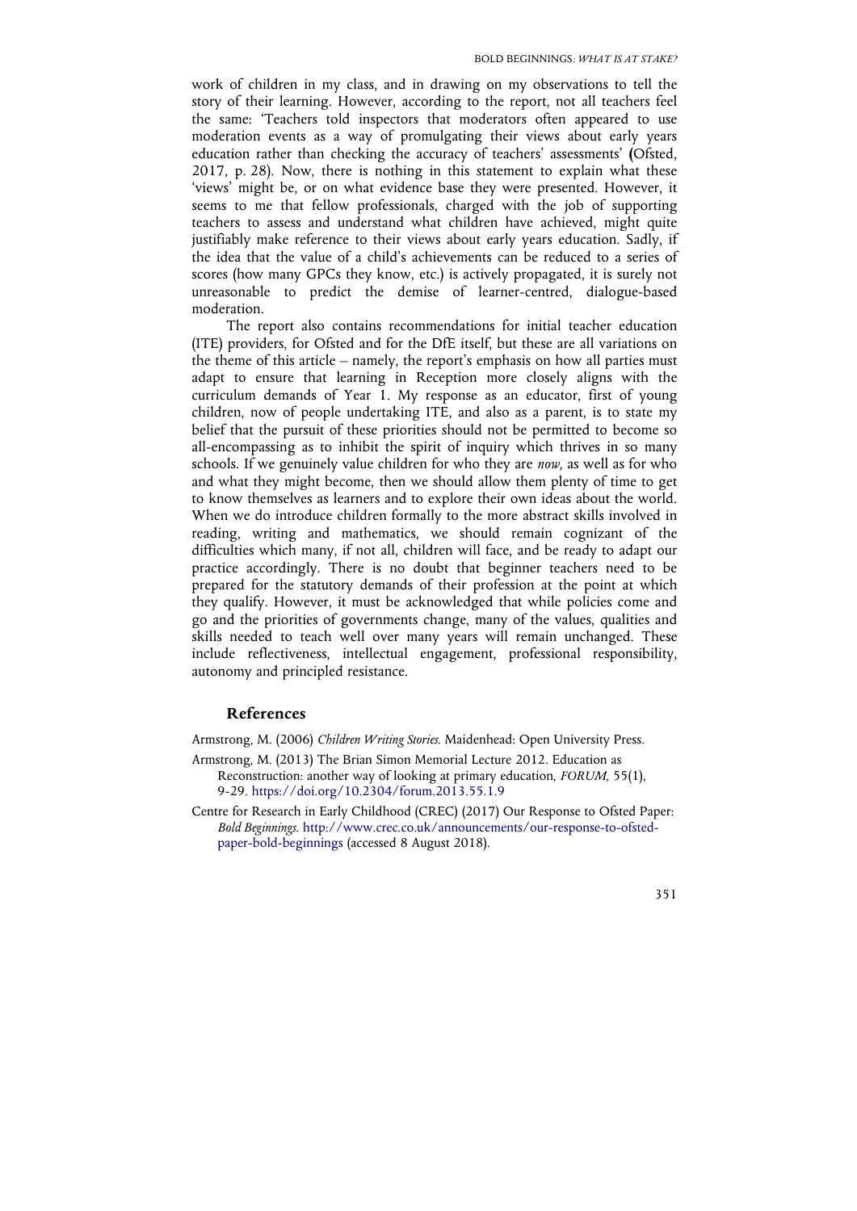work of children in my class, and in drawing on my observations to tell the story of their learning. However, according to the report, not all teachers feel the same: 'Teachers told inspectors that moderators often appeared to use moderation events as a way of promulgating their views about early years education rather than checking the accuracy of teachers' assessments' **(**Ofsted, 2017, p. 28). Now, there is nothing in this statement to explain what these 'views' might be, or on what evidence base they were presented. However, it seems to me that fellow professionals, charged with the job of supporting teachers to assess and understand what children have achieved, might quite justifiably make reference to their views about early years education. Sadly, if the idea that the value of a child's achievements can be reduced to a series of scores (how many GPCs they know, etc.) is actively propagated, it is surely not unreasonable to predict the demise of learner-centred, dialogue-based moderation.

The report also contains recommendations for initial teacher education (ITE) providers, for Ofsted and for the DfE itself, but these are all variations on the theme of this article – namely, the report's emphasis on how all parties must adapt to ensure that learning in Reception more closely aligns with the curriculum demands of Year 1. My response as an educator, first of young children, now of people undertaking ITE, and also as a parent, is to state my belief that the pursuit of these priorities should not be permitted to become so all-encompassing as to inhibit the spirit of inquiry which thrives in so many schools. If we genuinely value children for who they are *now*, as well as for who and what they might become, then we should allow them plenty of time to get to know themselves as learners and to explore their own ideas about the world. When we do introduce children formally to the more abstract skills involved in reading, writing and mathematics, we should remain cognizant of the difficulties which many, if not all, children will face, and be ready to adapt our practice accordingly. There is no doubt that beginner teachers need to be prepared for the statutory demands of their profession at the point at which they qualify. However, it must be acknowledged that while policies come and go and the priorities of governments change, many of the values, qualities and skills needed to teach well over many years will remain unchanged. These include reflectiveness, intellectual engagement, professional responsibility, autonomy and principled resistance.

## References

Armstrong, M. (2006) *Children Writing Stories*. Maidenhead: Open University Press.

Armstrong, M. (2013) The Brian Simon Memorial Lecture 2012. Education as Reconstruction: another way of looking at primary education, *FORUM*, 55(1), 9-29. https://doi.org/10.2304/forum.2013.55.1.9

Centre for Research in Early Childhood (CREC) (2017) Our Response to Ofsted Paper: *Bold Beginnings*. http://www.crec.co.uk/announcements/our-response-to-ofsted-paper-bold-beginnings (accessed 8 August 2018).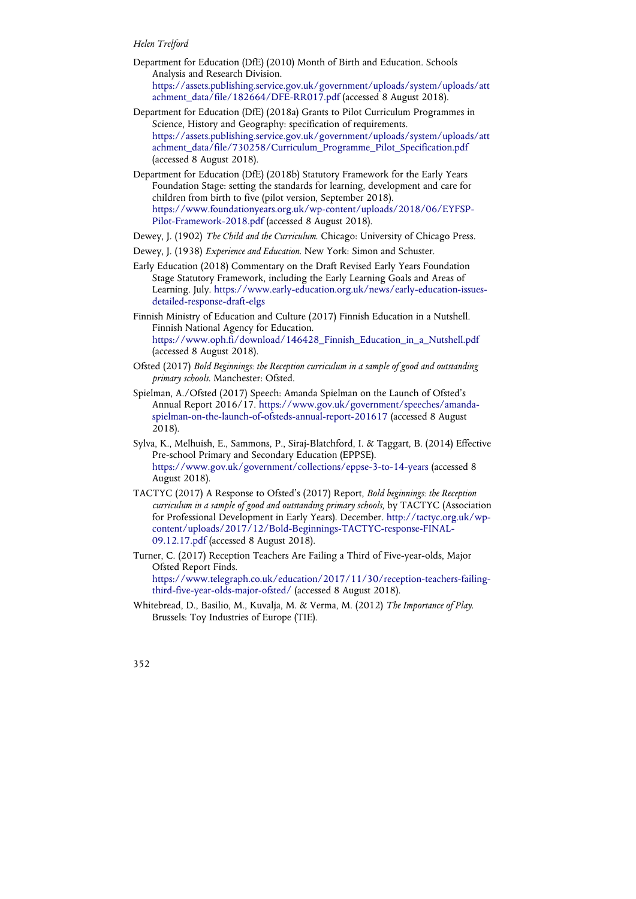Department for Education (DfE) (2010) Month of Birth and Education. Schools Analysis and Research Division. https://assets.publishing.service.gov.uk/government/uploads/system/uploads/attachment_data/file/182664/DFE-RR017.pdf (accessed 8 August 2018).

Department for Education (DfE) (2018a) Grants to Pilot Curriculum Programmes in Science, History and Geography: specification of requirements. https://assets.publishing.service.gov.uk/government/uploads/system/uploads/attachment_data/file/730258/Curriculum_Programme_Pilot_Specification.pdf (accessed 8 August 2018).

Department for Education (DfE) (2018b) Statutory Framework for the Early Years Foundation Stage: setting the standards for learning, development and care for children from birth to five (pilot version, September 2018). https://www.foundationyears.org.uk/wp-content/uploads/2018/06/EYFSP-Pilot-Framework-2018.pdf (accessed 8 August 2018).

Dewey, J. (1902) *The Child and the Curriculum.* Chicago: University of Chicago Press.

Dewey, J. (1938) *Experience and Education.* New York: Simon and Schuster.

Early Education (2018) Commentary on the Draft Revised Early Years Foundation Stage Statutory Framework, including the Early Learning Goals and Areas of Learning. July. https://www.early-education.org.uk/news/early-education-issues-detailed-response-draft-elgs

Finnish Ministry of Education and Culture (2017) Finnish Education in a Nutshell. Finnish National Agency for Education. https://www.oph.fi/download/146428_Finnish_Education_in_a_Nutshell.pdf (accessed 8 August 2018).

Ofsted (2017) *Bold Beginnings: the Reception curriculum in a sample of good and outstanding primary schools.* Manchester: Ofsted.

Spielman, A./Ofsted (2017) Speech: Amanda Spielman on the Launch of Ofsted's Annual Report 2016/17. https://www.gov.uk/government/speeches/amanda-spielman-on-the-launch-of-ofsteds-annual-report-201617 (accessed 8 August 2018).

Sylva, K., Melhuish, E., Sammons, P., Siraj-Blatchford, I. & Taggart, B. (2014) Effective Pre-school Primary and Secondary Education (EPPSE). https://www.gov.uk/government/collections/eppse-3-to-14-years (accessed 8 August 2018).

TACTYC (2017) A Response to Ofsted's (2017) Report, *Bold beginnings: the Reception curriculum in a sample of good and outstanding primary schools,* by TACTYC (Association for Professional Development in Early Years). December. http://tactyc.org.uk/wp-content/uploads/2017/12/Bold-Beginnings-TACTYC-response-FINAL-09.12.17.pdf (accessed 8 August 2018).

Turner, C. (2017) Reception Teachers Are Failing a Third of Five-year-olds, Major Ofsted Report Finds. https://www.telegraph.co.uk/education/2017/11/30/reception-teachers-failing-third-five-year-olds-major-ofsted/ (accessed 8 August 2018).

Whitebread, D., Basilio, M., Kuvalja, M. & Verma, M. (2012) *The Importance of Play.* Brussels: Toy Industries of Europe (TIE).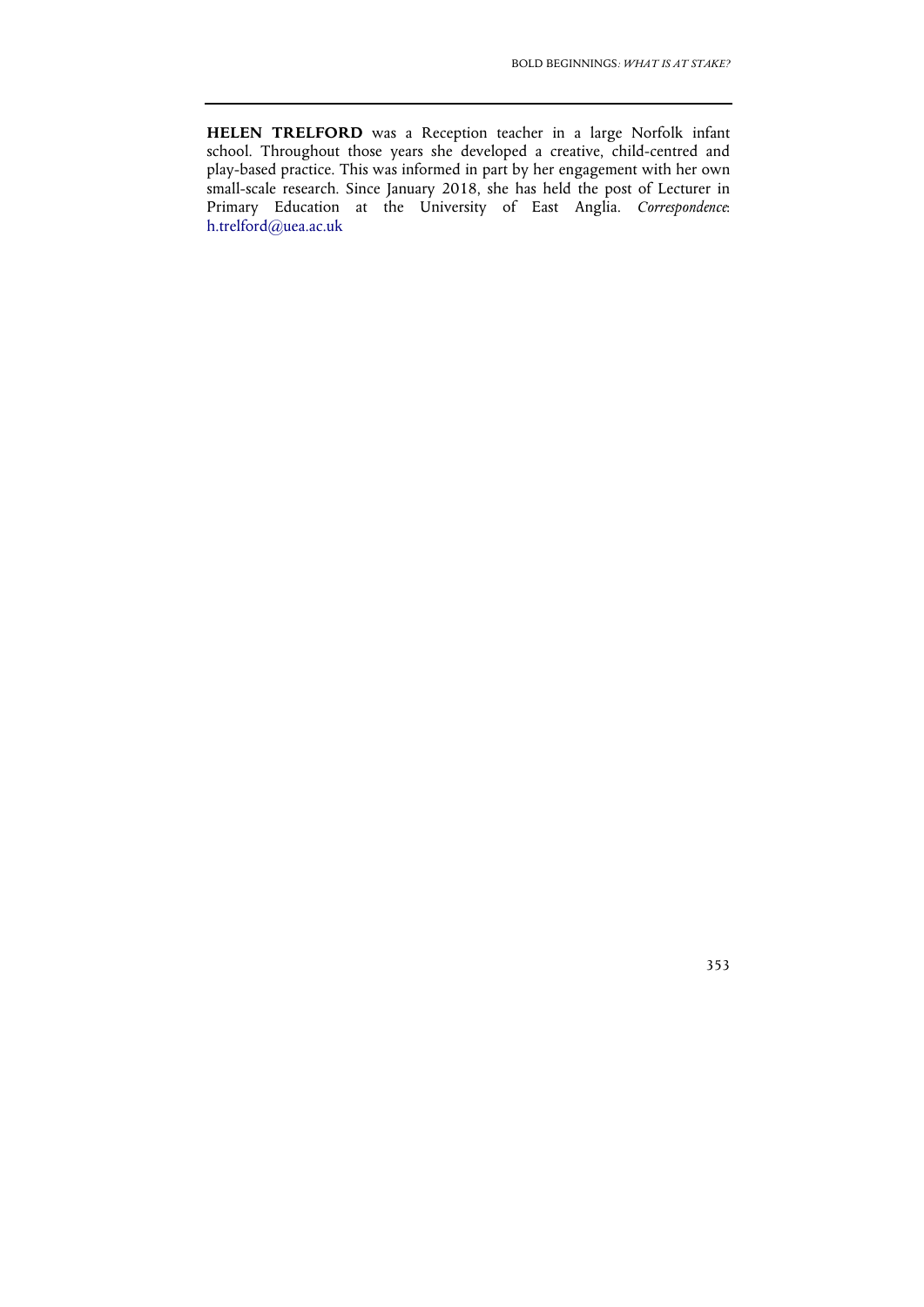**HELEN TRELFORD** was a Reception teacher in a large Norfolk infant school. Throughout those years she developed a creative, child-centred and play-based practice. This was informed in part by her engagement with her own small-scale research. Since January 2018, she has held the post of Lecturer in Primary Education at the University of East Anglia. *Correspondence*: h.trelford@uea.ac.uk